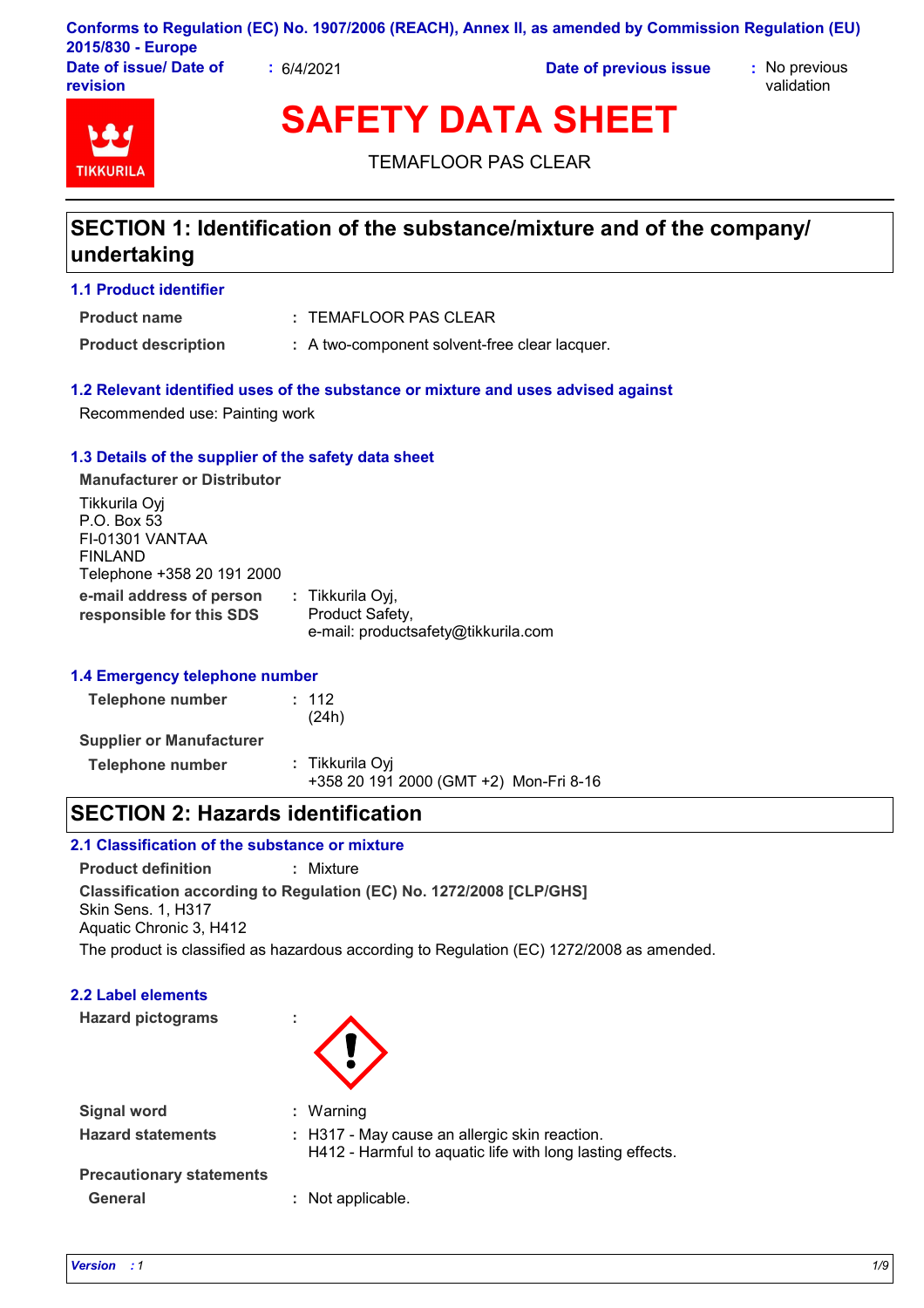Conforms to Regulation (EC) No. 1907/2006 (REACH), Annex II, as amended by Commission Regulation (EU) 2015/830 - Europe

**Date of issue/ Date of revision** : 6/4/2021  **Date of previous issue** : No previous validation

# SAFETY DATA SHEET

TEMAFLOOR PAS CLEAR

## SECTION 1: Identification of the substance/mixture and of the company/undertaking

### 1.1 Product identifier

**Product name** : TEMAFLOOR PAS CLEAR

**Product description** : A two-component solvent-free clear lacquer.

### 1.2 Relevant identified uses of the substance or mixture and uses advised against

Recommended use: Painting work

### 1.3 Details of the supplier of the safety data sheet

**Manufacturer or Distributor**

Tikkurila Oyj
P.O. Box 53
FI-01301 VANTAA
FINLAND
Telephone +358 20 191 2000

**e-mail address of person responsible for this SDS** : Tikkurila Oyj,
Product Safety,
e-mail: productsafety@tikkurila.com

### 1.4 Emergency telephone number

**Telephone number** : 112
(24h)

**Supplier or Manufacturer**

**Telephone number** : Tikkurila Oyj
+358 20 191 2000 (GMT +2) Mon-Fri 8-16

## SECTION 2: Hazards identification

### 2.1 Classification of the substance or mixture

**Product definition** : Mixture

**Classification according to Regulation (EC) No. 1272/2008 [CLP/GHS]**
Skin Sens. 1, H317
Aquatic Chronic 3, H412

The product is classified as hazardous according to Regulation (EC) 1272/2008 as amended.

### 2.2 Label elements

**Hazard pictograms** :

**Signal word** : Warning

**Hazard statements** : H317 - May cause an allergic skin reaction.
H412 - Harmful to aquatic life with long lasting effects.

**Precautionary statements**

**General** : Not applicable.

*Version : 1*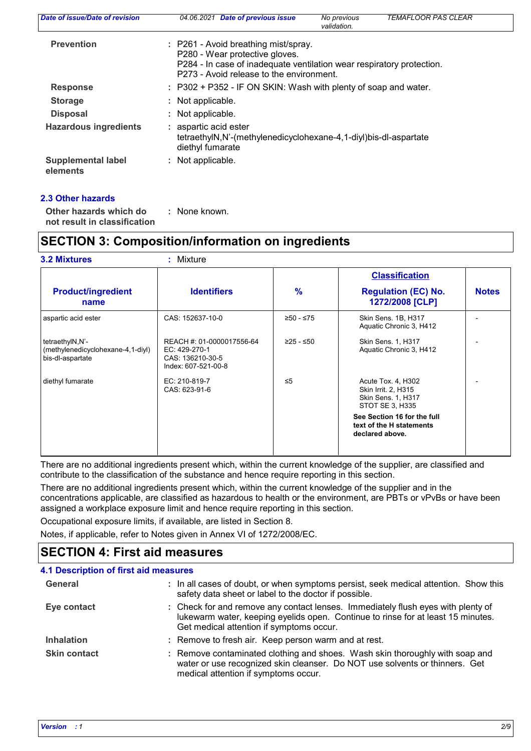| | |
|---|---|
| **Prevention** | : P261 - Avoid breathing mist/spray.<br>P280 - Wear protective gloves.<br>P284 - In case of inadequate ventilation wear respiratory protection.<br>P273 - Avoid release to the environment. |
| **Response** | : P302 + P352 - IF ON SKIN: Wash with plenty of soap and water. |
| **Storage** | : Not applicable. |
| **Disposal** | : Not applicable. |
| **Hazardous ingredients** | : aspartic acid ester<br>tetraethylN,N'-(methylenedicyclohexane-4,1-diyl)bis-dl-aspartate<br>diethyl fumarate |
| **Supplemental label elements** | : Not applicable. |

### 2.3 Other hazards

**Other hazards which do not result in classification** : None known.

## SECTION 3: Composition/information on ingredients

**3.2 Mixtures** : Mixture

| Product/ingredient name | Identifiers | % | Classification<br>Regulation (EC) No. 1272/2008 [CLP] | Notes |
|---|---|---|---|---|
| aspartic acid ester | CAS: 152637-10-0 | ≥50 - ≤75 | Skin Sens. 1B, H317<br>Aquatic Chronic 3, H412 | - |
| tetraethylN,N'-(methylenedicyclohexane-4,1-diyl) bis-dl-aspartate | REACH #: 01-0000017556-64<br>EC: 429-270-1<br>CAS: 136210-30-5<br>Index: 607-521-00-8 | ≥25 - ≤50 | Skin Sens. 1, H317<br>Aquatic Chronic 3, H412 | - |
| diethyl fumarate | EC: 210-819-7<br>CAS: 623-91-6 | ≤5 | Acute Tox. 4, H302<br>Skin Irrit. 2, H315<br>Skin Sens. 1, H317<br>STOT SE 3, H335<br>**See Section 16 for the full text of the H statements declared above.** | - |

There are no additional ingredients present which, within the current knowledge of the supplier, are classified and contribute to the classification of the substance and hence require reporting in this section.

There are no additional ingredients present which, within the current knowledge of the supplier and in the concentrations applicable, are classified as hazardous to health or the environment, are PBTs or vPvBs or have been assigned a workplace exposure limit and hence require reporting in this section.

Occupational exposure limits, if available, are listed in Section 8.

Notes, if applicable, refer to Notes given in Annex VI of 1272/2008/EC.

## SECTION 4: First aid measures

### 4.1 Description of first aid measures

| | |
|---|---|
| **General** | : In all cases of doubt, or when symptoms persist, seek medical attention. Show this safety data sheet or label to the doctor if possible. |
| **Eye contact** | : Check for and remove any contact lenses. Immediately flush eyes with plenty of lukewarm water, keeping eyelids open. Continue to rinse for at least 15 minutes. Get medical attention if symptoms occur. |
| **Inhalation** | : Remove to fresh air. Keep person warm and at rest. |
| **Skin contact** | : Remove contaminated clothing and shoes. Wash skin thoroughly with soap and water or use recognized skin cleanser. Do NOT use solvents or thinners. Get medical attention if symptoms occur. |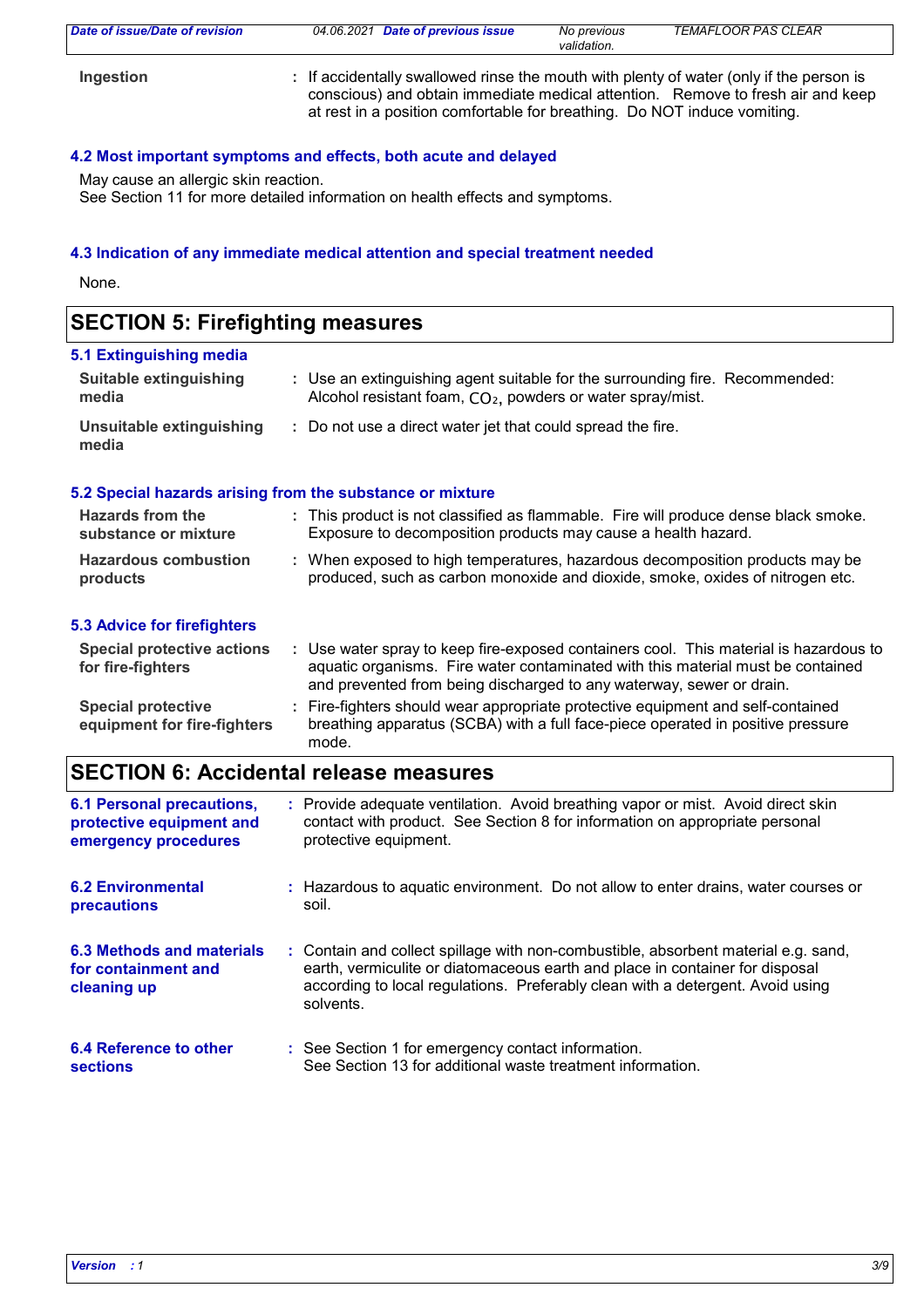**Ingestion** : If accidentally swallowed rinse the mouth with plenty of water (only if the person is conscious) and obtain immediate medical attention. Remove to fresh air and keep at rest in a position comfortable for breathing. Do NOT induce vomiting.

### 4.2 Most important symptoms and effects, both acute and delayed

May cause an allergic skin reaction.
See Section 11 for more detailed information on health effects and symptoms.

### 4.3 Indication of any immediate medical attention and special treatment needed

None.

## SECTION 5: Firefighting measures

### 5.1 Extinguishing media

**Suitable extinguishing media** : Use an extinguishing agent suitable for the surrounding fire. Recommended: Alcohol resistant foam, $CO_2$, powders or water spray/mist.

**Unsuitable extinguishing media** : Do not use a direct water jet that could spread the fire.

### 5.2 Special hazards arising from the substance or mixture

**Hazards from the substance or mixture** : This product is not classified as flammable. Fire will produce dense black smoke. Exposure to decomposition products may cause a health hazard.

**Hazardous combustion products** : When exposed to high temperatures, hazardous decomposition products may be produced, such as carbon monoxide and dioxide, smoke, oxides of nitrogen etc.

### 5.3 Advice for firefighters

**Special protective actions for fire-fighters** : Use water spray to keep fire-exposed containers cool. This material is hazardous to aquatic organisms. Fire water contaminated with this material must be contained and prevented from being discharged to any waterway, sewer or drain.

**Special protective equipment for fire-fighters** : Fire-fighters should wear appropriate protective equipment and self-contained breathing apparatus (SCBA) with a full face-piece operated in positive pressure mode.

## SECTION 6: Accidental release measures

**6.1 Personal precautions, protective equipment and emergency procedures** : Provide adequate ventilation. Avoid breathing vapor or mist. Avoid direct skin contact with product. See Section 8 for information on appropriate personal protective equipment.

**6.2 Environmental precautions** : Hazardous to aquatic environment. Do not allow to enter drains, water courses or soil.

**6.3 Methods and materials for containment and cleaning up** : Contain and collect spillage with non-combustible, absorbent material e.g. sand, earth, vermiculite or diatomaceous earth and place in container for disposal according to local regulations. Preferably clean with a detergent. Avoid using solvents.

**6.4 Reference to other sections** : See Section 1 for emergency contact information.
See Section 13 for additional waste treatment information.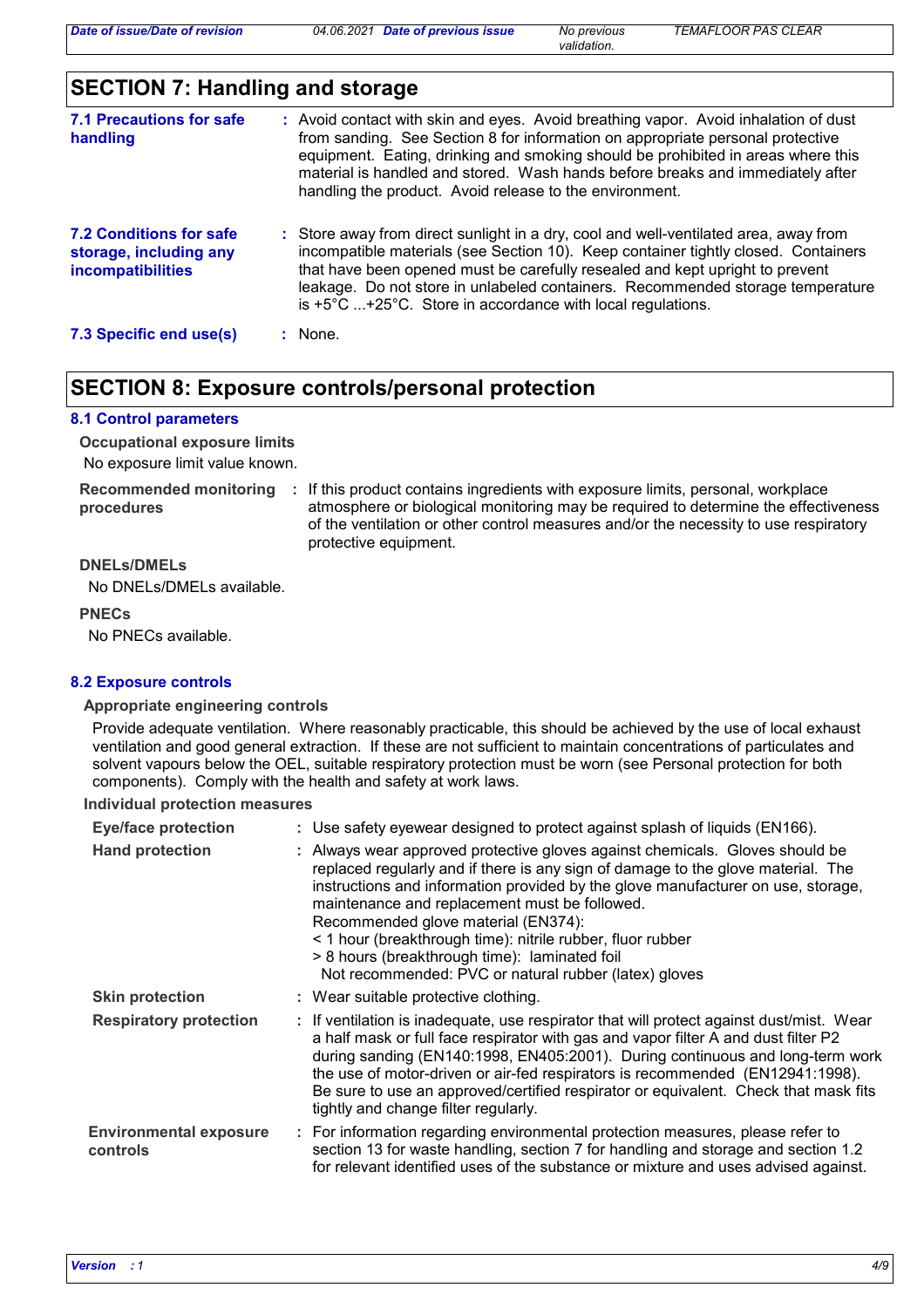## SECTION 7: Handling and storage

**7.1 Precautions for safe handling** : Avoid contact with skin and eyes. Avoid breathing vapor. Avoid inhalation of dust from sanding. See Section 8 for information on appropriate personal protective equipment. Eating, drinking and smoking should be prohibited in areas where this material is handled and stored. Wash hands before breaks and immediately after handling the product. Avoid release to the environment.

**7.2 Conditions for safe storage, including any incompatibilities** : Store away from direct sunlight in a dry, cool and well-ventilated area, away from incompatible materials (see Section 10). Keep container tightly closed. Containers that have been opened must be carefully resealed and kept upright to prevent leakage. Do not store in unlabeled containers. Recommended storage temperature is +5°C ...+25°C. Store in accordance with local regulations.

**7.3 Specific end use(s)** : None.

## SECTION 8: Exposure controls/personal protection

### 8.1 Control parameters

**Occupational exposure limits**

No exposure limit value known.

**Recommended monitoring procedures** : If this product contains ingredients with exposure limits, personal, workplace atmosphere or biological monitoring may be required to determine the effectiveness of the ventilation or other control measures and/or the necessity to use respiratory protective equipment.

**DNELs/DMELs**

No DNELs/DMELs available.

**PNECs**

No PNECs available.

### 8.2 Exposure controls

**Appropriate engineering controls**

Provide adequate ventilation. Where reasonably practicable, this should be achieved by the use of local exhaust ventilation and good general extraction. If these are not sufficient to maintain concentrations of particulates and solvent vapours below the OEL, suitable respiratory protection must be worn (see Personal protection for both components). Comply with the health and safety at work laws.

**Individual protection measures**

**Eye/face protection** : Use safety eyewear designed to protect against splash of liquids (EN166).

**Hand protection** : Always wear approved protective gloves against chemicals. Gloves should be replaced regularly and if there is any sign of damage to the glove material. The instructions and information provided by the glove manufacturer on use, storage, maintenance and replacement must be followed.
Recommended glove material (EN374):
< 1 hour (breakthrough time): nitrile rubber, fluor rubber
> 8 hours (breakthrough time): laminated foil
Not recommended: PVC or natural rubber (latex) gloves

**Skin protection** : Wear suitable protective clothing.

**Respiratory protection** : If ventilation is inadequate, use respirator that will protect against dust/mist. Wear a half mask or full face respirator with gas and vapor filter A and dust filter P2 during sanding (EN140:1998, EN405:2001). During continuous and long-term work the use of motor-driven or air-fed respirators is recommended (EN12941:1998). Be sure to use an approved/certified respirator or equivalent. Check that mask fits tightly and change filter regularly.

**Environmental exposure controls** : For information regarding environmental protection measures, please refer to section 13 for waste handling, section 7 for handling and storage and section 1.2 for relevant identified uses of the substance or mixture and uses advised against.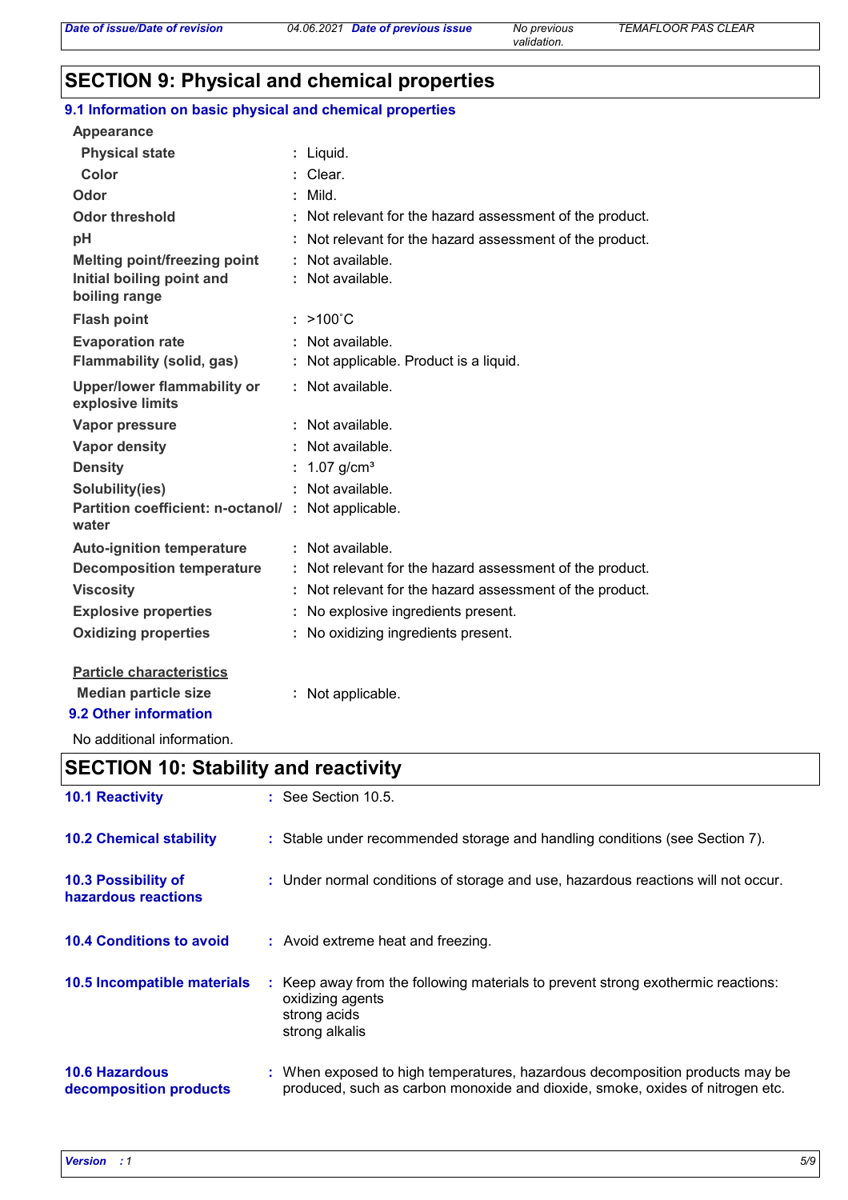## SECTION 9: Physical and chemical properties

### 9.1 Information on basic physical and chemical properties

**Appearance**

| | | |
|---|---|---|
| **Physical state** | : | Liquid. |
| **Color** | : | Clear. |
| **Odor** | : | Mild. |
| **Odor threshold** | : | Not relevant for the hazard assessment of the product. |
| **pH** | : | Not relevant for the hazard assessment of the product. |
| **Melting point/freezing point** | : | Not available. |
| **Initial boiling point and boiling range** | : | Not available. |
| **Flash point** | : | >100˚C |
| **Evaporation rate** | : | Not available. |
| **Flammability (solid, gas)** | : | Not applicable. Product is a liquid. |
| **Upper/lower flammability or explosive limits** | : | Not available. |
| **Vapor pressure** | : | Not available. |
| **Vapor density** | : | Not available. |
| **Density** | : | 1.07 $g/cm^3$ |
| **Solubility(ies)** | : | Not available. |
| **Partition coefficient: n-octanol/ water** | : | Not applicable. |
| **Auto-ignition temperature** | : | Not available. |
| **Decomposition temperature** | : | Not relevant for the hazard assessment of the product. |
| **Viscosity** | : | Not relevant for the hazard assessment of the product. |
| **Explosive properties** | : | No explosive ingredients present. |
| **Oxidizing properties** | : | No oxidizing ingredients present. |

**Particle characteristics**

| | | |
|---|---|---|
| **Median particle size** | : | Not applicable. |

### 9.2 Other information

No additional information.

## SECTION 10: Stability and reactivity

**10.1 Reactivity** : See Section 10.5.

**10.2 Chemical stability** : Stable under recommended storage and handling conditions (see Section 7).

**10.3 Possibility of hazardous reactions** : Under normal conditions of storage and use, hazardous reactions will not occur.

**10.4 Conditions to avoid** : Avoid extreme heat and freezing.

**10.5 Incompatible materials** : Keep away from the following materials to prevent strong exothermic reactions:
oxidizing agents
strong acids
strong alkalis

**10.6 Hazardous decomposition products** : When exposed to high temperatures, hazardous decomposition products may be produced, such as carbon monoxide and dioxide, smoke, oxides of nitrogen etc.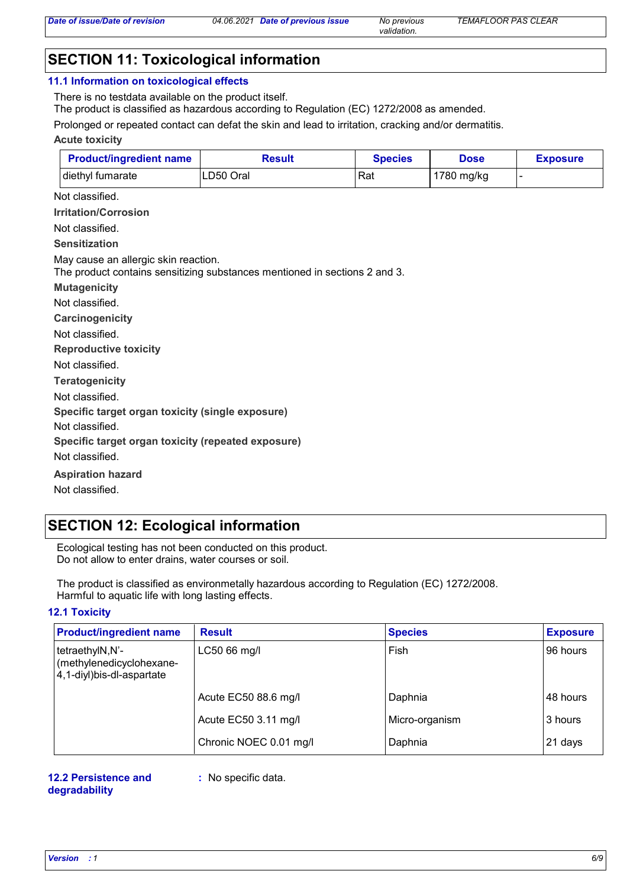## SECTION 11: Toxicological information

### 11.1 Information on toxicological effects

There is no testdata available on the product itself.
The product is classified as hazardous according to Regulation (EC) 1272/2008 as amended.

Prolonged or repeated contact can defat the skin and lead to irritation, cracking and/or dermatitis.

**Acute toxicity**

| Product/ingredient name | Result | Species | Dose | Exposure |
|---|---|---|---|---|
| diethyl fumarate | LD50 Oral | Rat | 1780 mg/kg | - |

Not classified.

**Irritation/Corrosion**

Not classified.

**Sensitization**

May cause an allergic skin reaction.
The product contains sensitizing substances mentioned in sections 2 and 3.

**Mutagenicity**

Not classified.

**Carcinogenicity**

Not classified.

**Reproductive toxicity**

Not classified.

**Teratogenicity**

Not classified.

**Specific target organ toxicity (single exposure)**

Not classified.

**Specific target organ toxicity (repeated exposure)**

Not classified.

**Aspiration hazard**

Not classified.

## SECTION 12: Ecological information

Ecological testing has not been conducted on this product.
Do not allow to enter drains, water courses or soil.

The product is classified as environmetally hazardous according to Regulation (EC) 1272/2008.
Harmful to aquatic life with long lasting effects.

### 12.1 Toxicity

| Product/ingredient name | Result | Species | Exposure |
|---|---|---|---|
| tetraethylN,N'-(methylenedicyclohexane-4,1-diyl)bis-dl-aspartate | LC50 66 mg/l | Fish | 96 hours |
| | Acute EC50 88.6 mg/l | Daphnia | 48 hours |
| | Acute EC50 3.11 mg/l | Micro-organism | 3 hours |
| | Chronic NOEC 0.01 mg/l | Daphnia | 21 days |

**12.2 Persistence and degradability** : No specific data.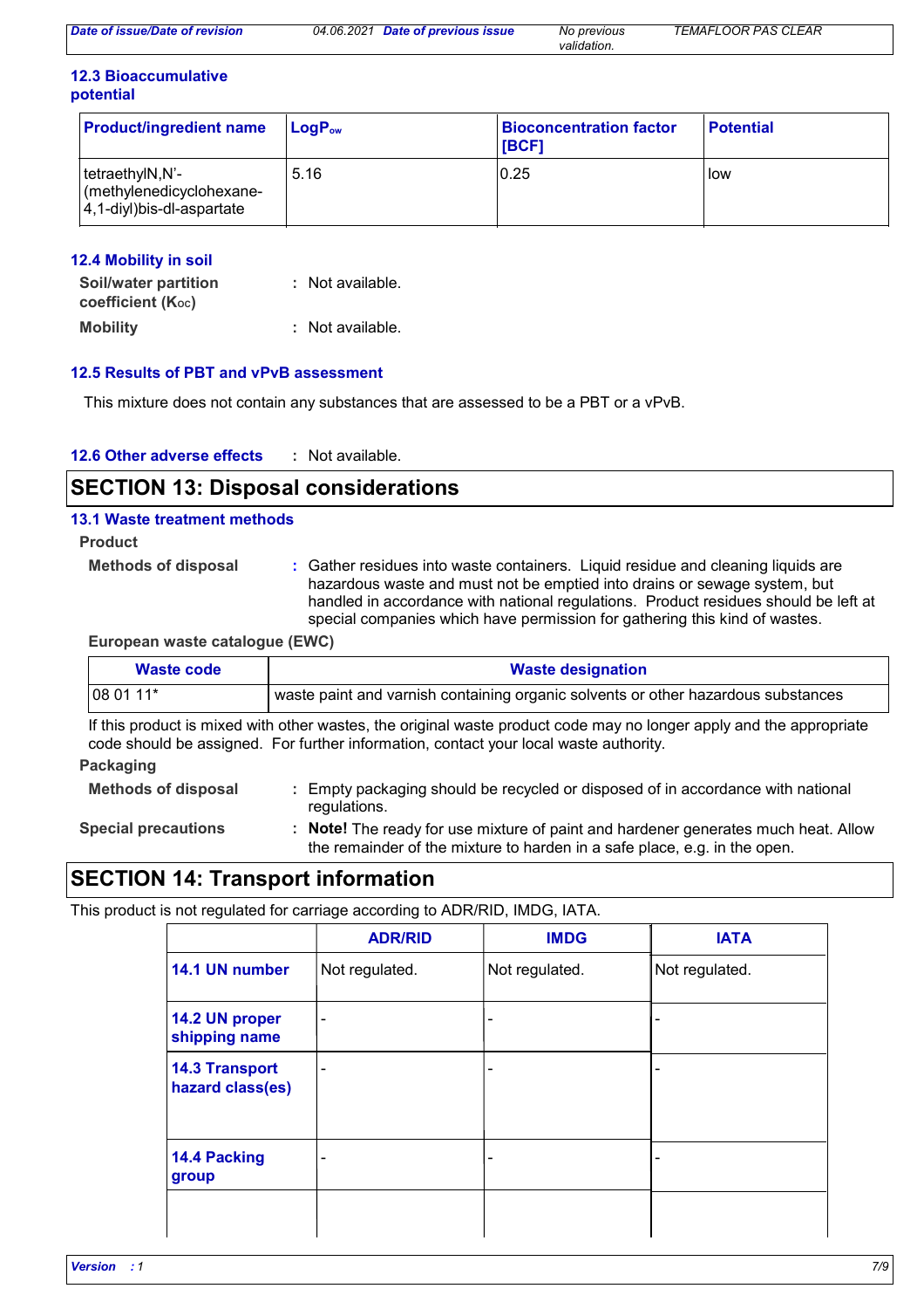### 12.3 Bioaccumulative potential

| Product/ingredient name | $LogP_{ow}$ | Bioconcentration factor [BCF] | Potential |
|---|---|---|---|
| tetraethylN,N'-(methylenedicyclohexane-4,1-diyl)bis-dl-aspartate | 5.16 | 0.25 | low |

### 12.4 Mobility in soil

**Soil/water partition coefficient ($K_{OC}$)** : Not available.

**Mobility** : Not available.

### 12.5 Results of PBT and vPvB assessment

This mixture does not contain any substances that are assessed to be a PBT or a vPvB.

### 12.6 Other adverse effects

: Not available.

## SECTION 13: Disposal considerations

### 13.1 Waste treatment methods

**Product**

**Methods of disposal** : Gather residues into waste containers. Liquid residue and cleaning liquids are hazardous waste and must not be emptied into drains or sewage system, but handled in accordance with national regulations. Product residues should be left at special companies which have permission for gathering this kind of wastes.

**European waste catalogue (EWC)**

| Waste code | Waste designation |
|---|---|
| 08 01 11* | waste paint and varnish containing organic solvents or other hazardous substances |

If this product is mixed with other wastes, the original waste product code may no longer apply and the appropriate code should be assigned. For further information, contact your local waste authority.

**Packaging**

**Methods of disposal** : Empty packaging should be recycled or disposed of in accordance with national regulations.

**Special precautions** : **Note!** The ready for use mixture of paint and hardener generates much heat. Allow the remainder of the mixture to harden in a safe place, e.g. in the open.

## SECTION 14: Transport information

This product is not regulated for carriage according to ADR/RID, IMDG, IATA.

| | ADR/RID | IMDG | IATA |
|---|---|---|---|
| **14.1 UN number** | Not regulated. | Not regulated. | Not regulated. |
| **14.2 UN proper shipping name** | - | - | - |
| **14.3 Transport hazard class(es)** | - | - | - |
| **14.4 Packing group** | - | - | - |
| | | | |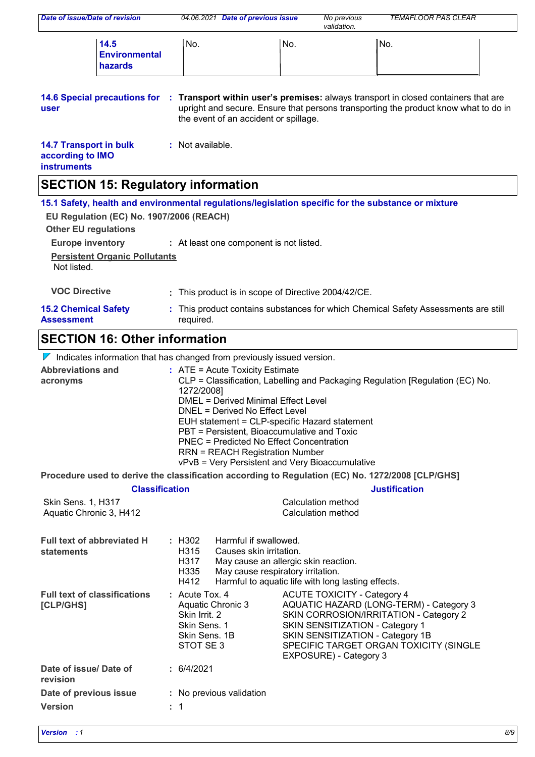| 14.5 Environmental hazards | No. | No. | No. |
|---|---|---|---|

**14.6 Special precautions for user** : **Transport within user's premises:** always transport in closed containers that are upright and secure. Ensure that persons transporting the product know what to do in the event of an accident or spillage.

**14.7 Transport in bulk according to IMO instruments** : Not available.

## SECTION 15: Regulatory information

### 15.1 Safety, health and environmental regulations/legislation specific for the substance or mixture

**EU Regulation (EC) No. 1907/2006 (REACH)**

**Other EU regulations**

**Europe inventory** : At least one component is not listed.

**Persistent Organic Pollutants**

Not listed.

**VOC Directive** : This product is in scope of Directive 2004/42/CE.

**15.2 Chemical Safety Assessment** : This product contains substances for which Chemical Safety Assessments are still required.

## SECTION 16: Other information

Indicates information that has changed from previously issued version.

**Abbreviations and acronyms** :
ATE = Acute Toxicity Estimate
CLP = Classification, Labelling and Packaging Regulation [Regulation (EC) No. 1272/2008]
DMEL = Derived Minimal Effect Level
DNEL = Derived No Effect Level
EUH statement = CLP-specific Hazard statement
PBT = Persistent, Bioaccumulative and Toxic
PNEC = Predicted No Effect Concentration
RRN = REACH Registration Number
vPvB = Very Persistent and Very Bioaccumulative

**Procedure used to derive the classification according to Regulation (EC) No. 1272/2008 [CLP/GHS]**

| Classification | Justification |
|---|---|
| Skin Sens. 1, H317 | Calculation method |
| Aquatic Chronic 3, H412 | Calculation method |

**Full text of abbreviated H statements** :

| | |
|---|---|
| H302 | Harmful if swallowed. |
| H315 | Causes skin irritation. |
| H317 | May cause an allergic skin reaction. |
| H335 | May cause respiratory irritation. |
| H412 | Harmful to aquatic life with long lasting effects. |

**Full text of classifications [CLP/GHS]** :

| | |
|---|---|
| Acute Tox. 4 | ACUTE TOXICITY - Category 4 |
| Aquatic Chronic 3 | AQUATIC HAZARD (LONG-TERM) - Category 3 |
| Skin Irrit. 2 | SKIN CORROSION/IRRITATION - Category 2 |
| Skin Sens. 1 | SKIN SENSITIZATION - Category 1 |
| Skin Sens. 1B | SKIN SENSITIZATION - Category 1B |
| STOT SE 3 | SPECIFIC TARGET ORGAN TOXICITY (SINGLE EXPOSURE) - Category 3 |

**Date of issue/ Date of revision** : 6/4/2021

**Date of previous issue** : No previous validation

**Version** : 1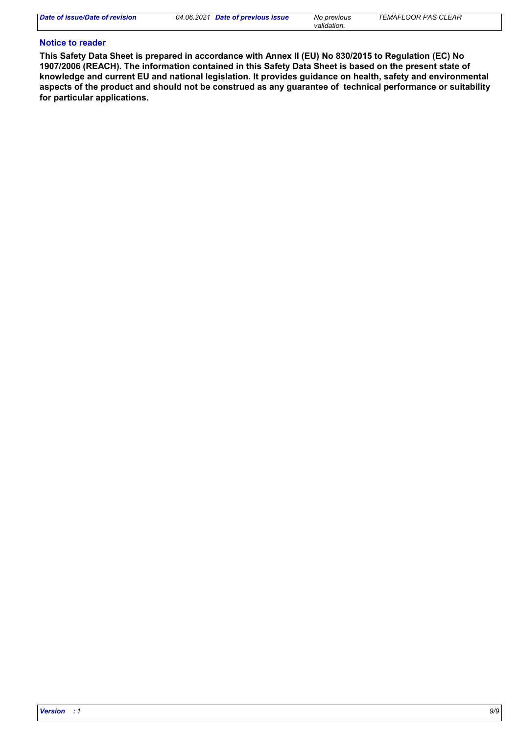### Notice to reader

**This Safety Data Sheet is prepared in accordance with Annex II (EU) No 830/2015 to Regulation (EC) No 1907/2006 (REACH). The information contained in this Safety Data Sheet is based on the present state of knowledge and current EU and national legislation. It provides guidance on health, safety and environmental aspects of the product and should not be construed as any guarantee of technical performance or suitability for particular applications.**